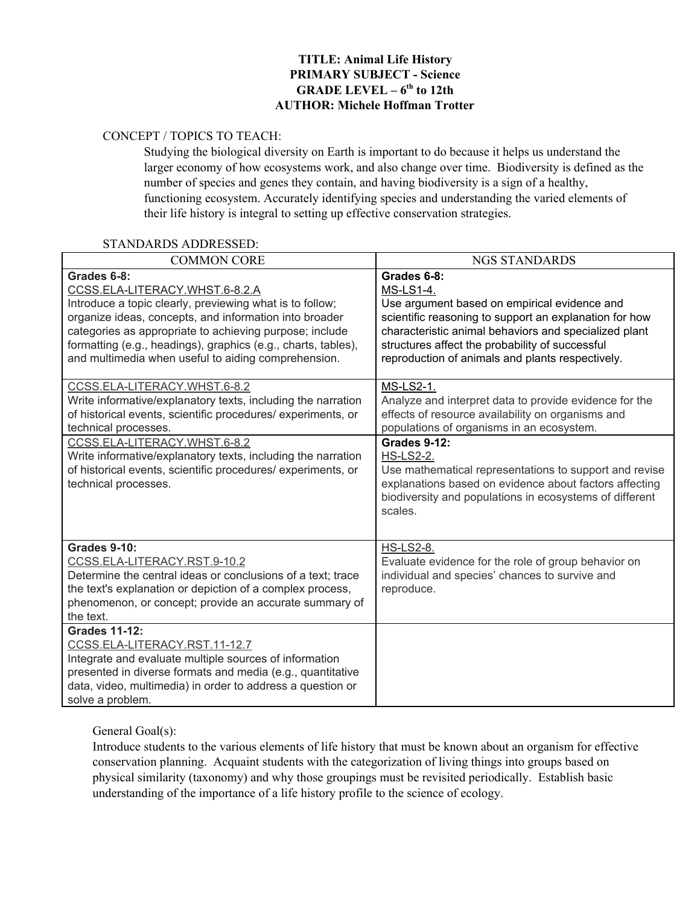**TITLE: Animal Life History**
**PRIMARY SUBJECT - Science**
**GRADE LEVEL – 6th to 12th**
**AUTHOR: Michele Hoffman Trotter**

CONCEPT / TOPICS TO TEACH:

Studying the biological diversity on Earth is important to do because it helps us understand the larger economy of how ecosystems work, and also change over time. Biodiversity is defined as the number of species and genes they contain, and having biodiversity is a sign of a healthy, functioning ecosystem. Accurately identifying species and understanding the varied elements of their life history is integral to setting up effective conservation strategies.

STANDARDS ADDRESSED:

| COMMON CORE | NGS STANDARDS |
|---|---|
| **Grades 6-8:**<br>CCSS.ELA-LITERACY.WHST.6-8.2.A<br>Introduce a topic clearly, previewing what is to follow; organize ideas, concepts, and information into broader categories as appropriate to achieving purpose; include formatting (e.g., headings), graphics (e.g., charts, tables), and multimedia when useful to aiding comprehension. | **Grades 6-8:**<br>MS-LS1-4.<br>Use argument based on empirical evidence and scientific reasoning to support an explanation for how characteristic animal behaviors and specialized plant structures affect the probability of successful reproduction of animals and plants respectively. |
| CCSS.ELA-LITERACY.WHST.6-8.2<br>Write informative/explanatory texts, including the narration of historical events, scientific procedures/ experiments, or technical processes. | MS-LS2-1.<br>Analyze and interpret data to provide evidence for the effects of resource availability on organisms and populations of organisms in an ecosystem. |
| CCSS.ELA-LITERACY.WHST.6-8.2<br>Write informative/explanatory texts, including the narration of historical events, scientific procedures/ experiments, or technical processes. | **Grades 9-12:**<br>HS-LS2-2.<br>Use mathematical representations to support and revise explanations based on evidence about factors affecting biodiversity and populations in ecosystems of different scales. |
| **Grades 9-10:**<br>CCSS.ELA-LITERACY.RST.9-10.2<br>Determine the central ideas or conclusions of a text; trace the text's explanation or depiction of a complex process, phenomenon, or concept; provide an accurate summary of the text. | HS-LS2-8.<br>Evaluate evidence for the role of group behavior on individual and species' chances to survive and reproduce. |
| **Grades 11-12:**<br>CCSS.ELA-LITERACY.RST.11-12.7<br>Integrate and evaluate multiple sources of information presented in diverse formats and media (e.g., quantitative data, video, multimedia) in order to address a question or solve a problem. | |

General Goal(s):

Introduce students to the various elements of life history that must be known about an organism for effective conservation planning. Acquaint students with the categorization of living things into groups based on physical similarity (taxonomy) and why those groupings must be revisited periodically. Establish basic understanding of the importance of a life history profile to the science of ecology.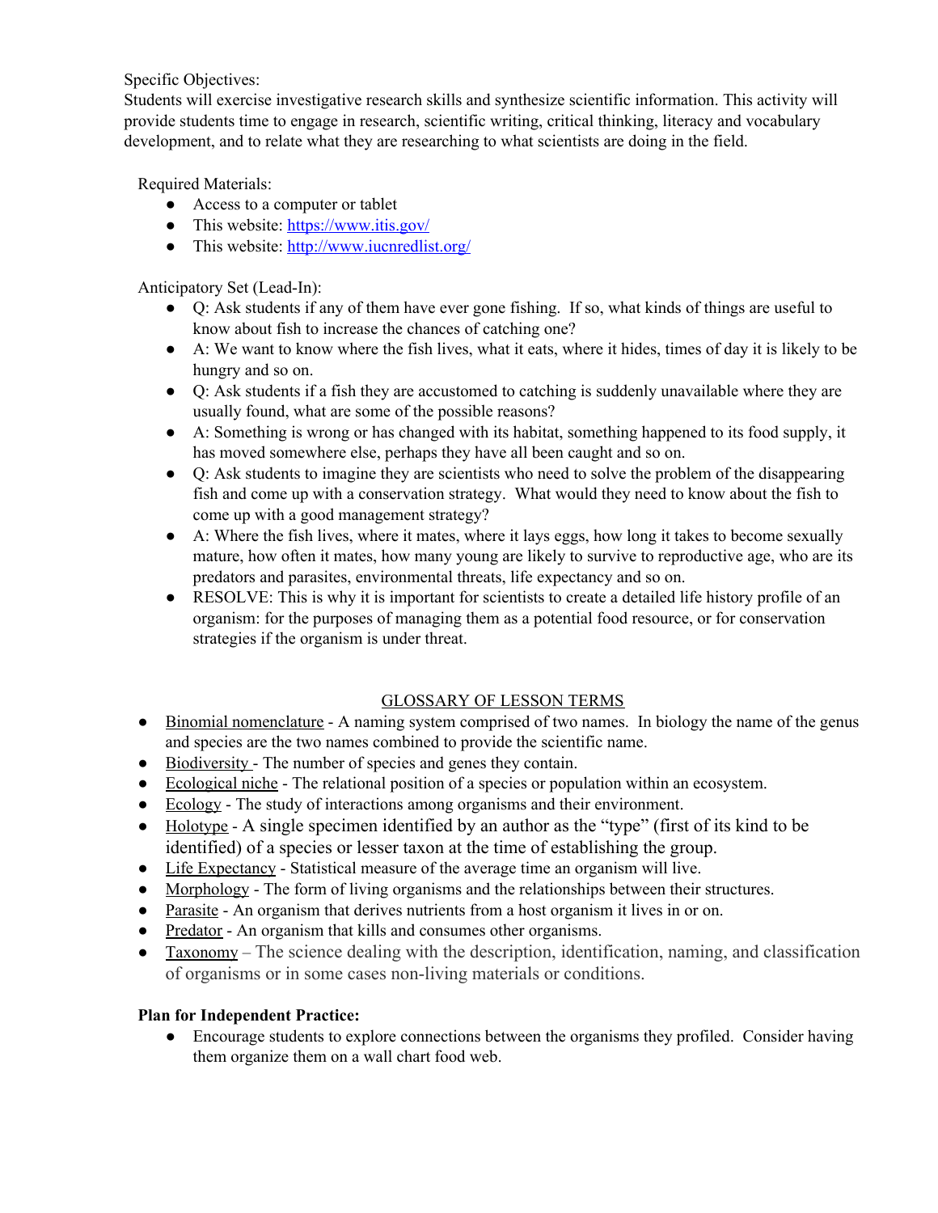Specific Objectives:
Students will exercise investigative research skills and synthesize scientific information. This activity will provide students time to engage in research, scientific writing, critical thinking, literacy and vocabulary development, and to relate what they are researching to what scientists are doing in the field.

Required Materials:

- Access to a computer or tablet
- This website: https://www.itis.gov/
- This website: http://www.iucnredlist.org/

Anticipatory Set (Lead-In):

- Q: Ask students if any of them have ever gone fishing. If so, what kinds of things are useful to know about fish to increase the chances of catching one?
- A: We want to know where the fish lives, what it eats, where it hides, times of day it is likely to be hungry and so on.
- Q: Ask students if a fish they are accustomed to catching is suddenly unavailable where they are usually found, what are some of the possible reasons?
- A: Something is wrong or has changed with its habitat, something happened to its food supply, it has moved somewhere else, perhaps they have all been caught and so on.
- Q: Ask students to imagine they are scientists who need to solve the problem of the disappearing fish and come up with a conservation strategy. What would they need to know about the fish to come up with a good management strategy?
- A: Where the fish lives, where it mates, where it lays eggs, how long it takes to become sexually mature, how often it mates, how many young are likely to survive to reproductive age, who are its predators and parasites, environmental threats, life expectancy and so on.
- RESOLVE: This is why it is important for scientists to create a detailed life history profile of an organism: for the purposes of managing them as a potential food resource, or for conservation strategies if the organism is under threat.

## GLOSSARY OF LESSON TERMS

- Binomial nomenclature - A naming system comprised of two names. In biology the name of the genus and species are the two names combined to provide the scientific name.
- Biodiversity - The number of species and genes they contain.
- Ecological niche - The relational position of a species or population within an ecosystem.
- Ecology - The study of interactions among organisms and their environment.
- Holotype - A single specimen identified by an author as the "type" (first of its kind to be identified) of a species or lesser taxon at the time of establishing the group.
- Life Expectancy - Statistical measure of the average time an organism will live.
- Morphology - The form of living organisms and the relationships between their structures.
- Parasite - An organism that derives nutrients from a host organism it lives in or on.
- Predator - An organism that kills and consumes other organisms.
- Taxonomy – The science dealing with the description, identification, naming, and classification of organisms or in some cases non-living materials or conditions.

**Plan for Independent Practice:**

- Encourage students to explore connections between the organisms they profiled. Consider having them organize them on a wall chart food web.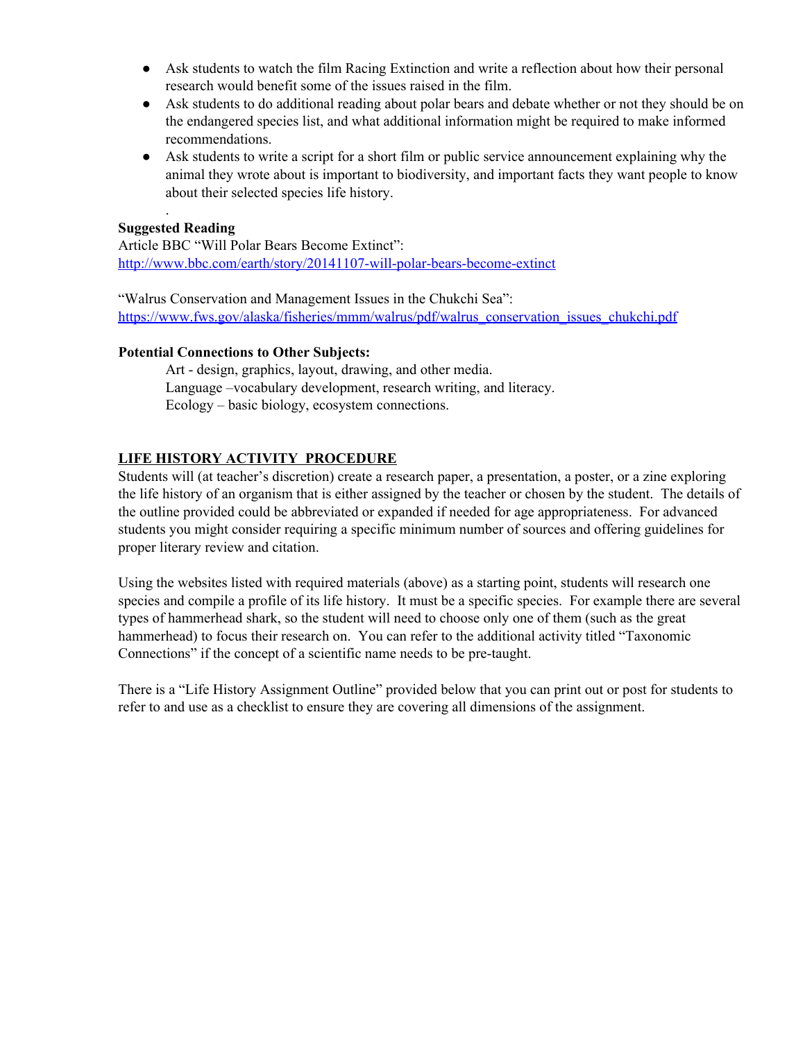- Ask students to watch the film Racing Extinction and write a reflection about how their personal research would benefit some of the issues raised in the film.
- Ask students to do additional reading about polar bears and debate whether or not they should be on the endangered species list, and what additional information might be required to make informed recommendations.
- Ask students to write a script for a short film or public service announcement explaining why the animal they wrote about is important to biodiversity, and important facts they want people to know about their selected species life history.

.

**Suggested Reading**

Article BBC "Will Polar Bears Become Extinct":
http://www.bbc.com/earth/story/20141107-will-polar-bears-become-extinct

"Walrus Conservation and Management Issues in the Chukchi Sea":
https://www.fws.gov/alaska/fisheries/mmm/walrus/pdf/walrus_conservation_issues_chukchi.pdf

**Potential Connections to Other Subjects:**

Art - design, graphics, layout, drawing, and other media.
Language –vocabulary development, research writing, and literacy.
Ecology – basic biology, ecosystem connections.

**LIFE HISTORY ACTIVITY PROCEDURE**

Students will (at teacher's discretion) create a research paper, a presentation, a poster, or a zine exploring the life history of an organism that is either assigned by the teacher or chosen by the student. The details of the outline provided could be abbreviated or expanded if needed for age appropriateness. For advanced students you might consider requiring a specific minimum number of sources and offering guidelines for proper literary review and citation.

Using the websites listed with required materials (above) as a starting point, students will research one species and compile a profile of its life history. It must be a specific species. For example there are several types of hammerhead shark, so the student will need to choose only one of them (such as the great hammerhead) to focus their research on. You can refer to the additional activity titled "Taxonomic Connections" if the concept of a scientific name needs to be pre-taught.

There is a "Life History Assignment Outline" provided below that you can print out or post for students to refer to and use as a checklist to ensure they are covering all dimensions of the assignment.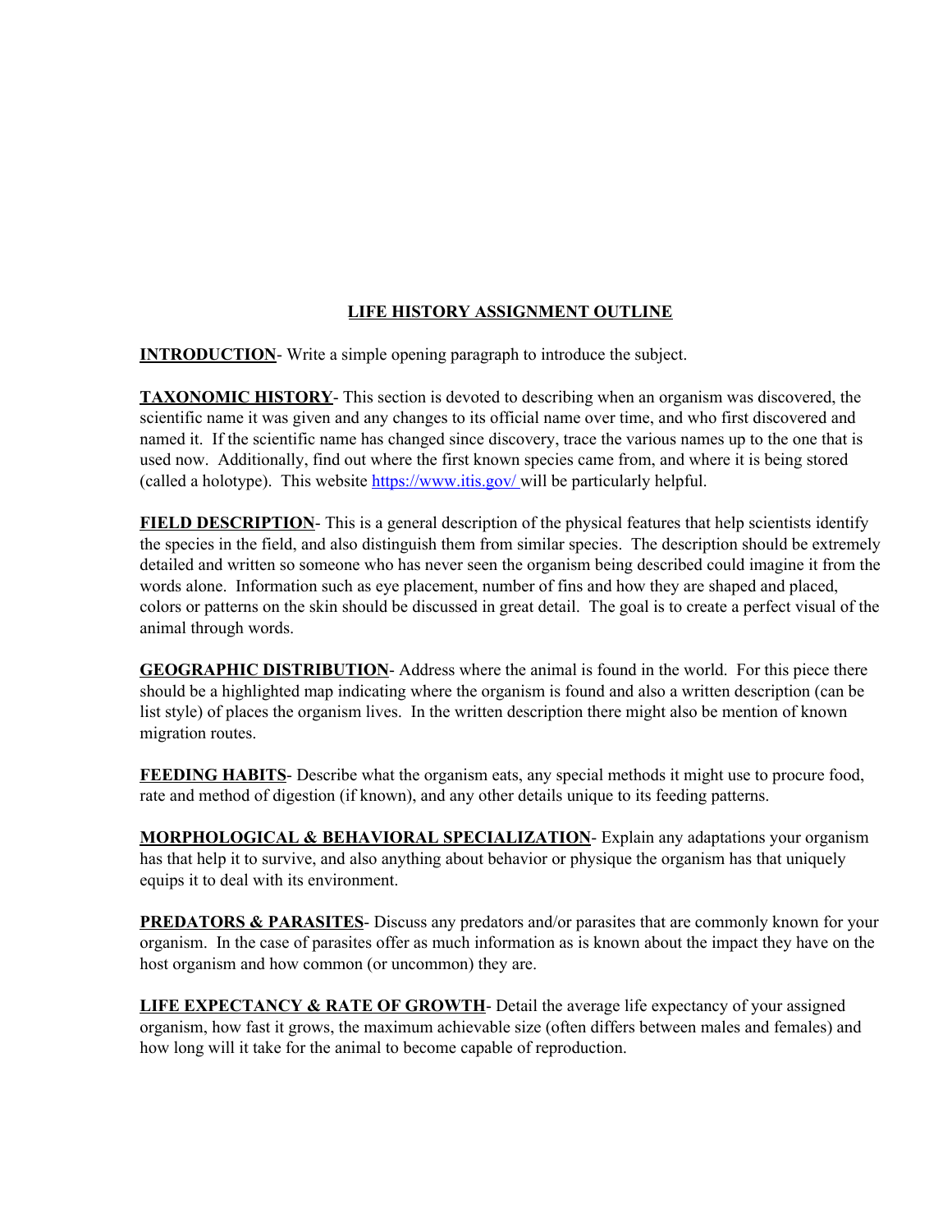# LIFE HISTORY ASSIGNMENT OUTLINE

**INTRODUCTION**- Write a simple opening paragraph to introduce the subject.

**TAXONOMIC HISTORY**- This section is devoted to describing when an organism was discovered, the scientific name it was given and any changes to its official name over time, and who first discovered and named it. If the scientific name has changed since discovery, trace the various names up to the one that is used now. Additionally, find out where the first known species came from, and where it is being stored (called a holotype). This website https://www.itis.gov/ will be particularly helpful.

**FIELD DESCRIPTION**- This is a general description of the physical features that help scientists identify the species in the field, and also distinguish them from similar species. The description should be extremely detailed and written so someone who has never seen the organism being described could imagine it from the words alone. Information such as eye placement, number of fins and how they are shaped and placed, colors or patterns on the skin should be discussed in great detail. The goal is to create a perfect visual of the animal through words.

**GEOGRAPHIC DISTRIBUTION**- Address where the animal is found in the world. For this piece there should be a highlighted map indicating where the organism is found and also a written description (can be list style) of places the organism lives. In the written description there might also be mention of known migration routes.

**FEEDING HABITS**- Describe what the organism eats, any special methods it might use to procure food, rate and method of digestion (if known), and any other details unique to its feeding patterns.

**MORPHOLOGICAL & BEHAVIORAL SPECIALIZATION**- Explain any adaptations your organism has that help it to survive, and also anything about behavior or physique the organism has that uniquely equips it to deal with its environment.

**PREDATORS & PARASITES**- Discuss any predators and/or parasites that are commonly known for your organism. In the case of parasites offer as much information as is known about the impact they have on the host organism and how common (or uncommon) they are.

**LIFE EXPECTANCY & RATE OF GROWTH**- Detail the average life expectancy of your assigned organism, how fast it grows, the maximum achievable size (often differs between males and females) and how long will it take for the animal to become capable of reproduction.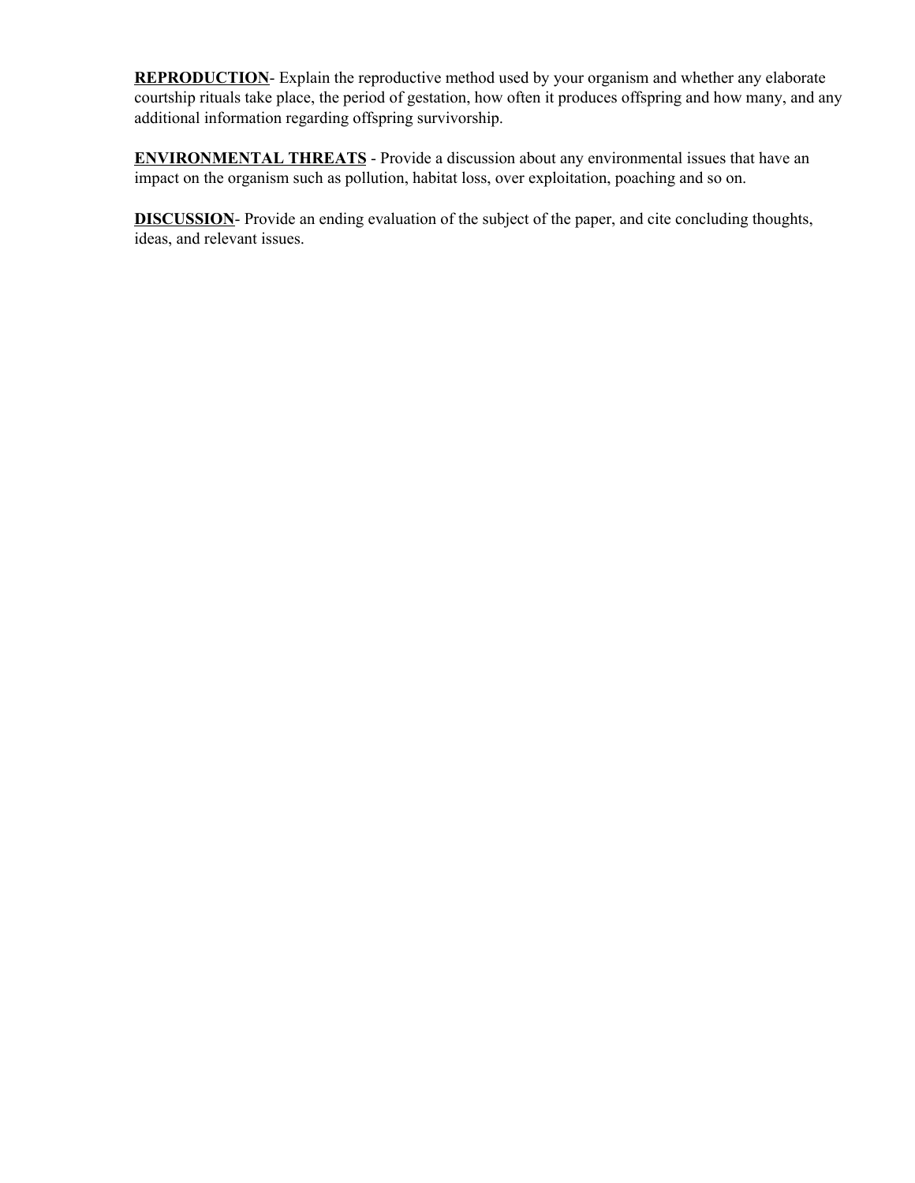**<u>REPRODUCTION</u>**- Explain the reproductive method used by your organism and whether any elaborate courtship rituals take place, the period of gestation, how often it produces offspring and how many, and any additional information regarding offspring survivorship.

**<u>ENVIRONMENTAL THREATS</u>** - Provide a discussion about any environmental issues that have an impact on the organism such as pollution, habitat loss, over exploitation, poaching and so on.

**<u>DISCUSSION</u>**- Provide an ending evaluation of the subject of the paper, and cite concluding thoughts, ideas, and relevant issues.